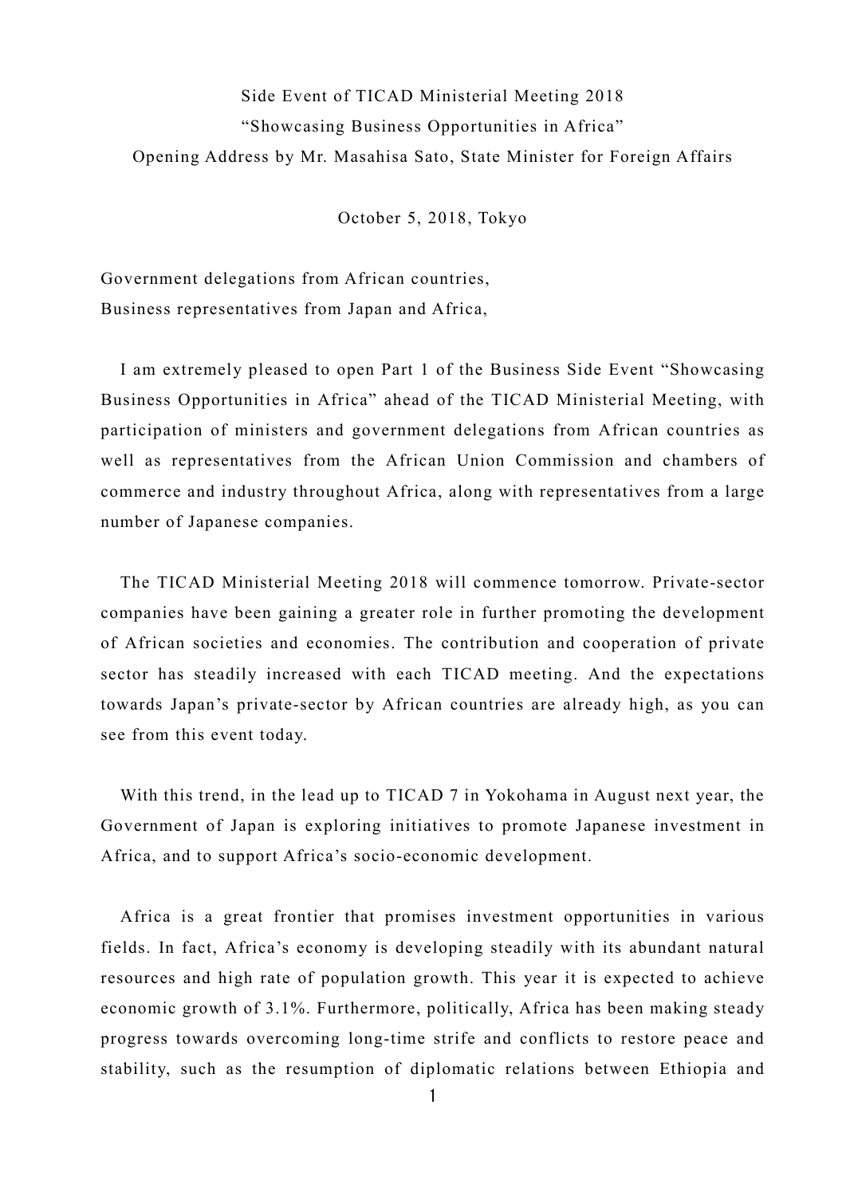Side Event of TICAD Ministerial Meeting 2018
"Showcasing Business Opportunities in Africa"
Opening Address by Mr. Masahisa Sato, State Minister for Foreign Affairs

October 5, 2018, Tokyo

Government delegations from African countries,
Business representatives from Japan and Africa,

I am extremely pleased to open Part 1 of the Business Side Event "Showcasing Business Opportunities in Africa" ahead of the TICAD Ministerial Meeting, with participation of ministers and government delegations from African countries as well as representatives from the African Union Commission and chambers of commerce and industry throughout Africa, along with representatives from a large number of Japanese companies.

The TICAD Ministerial Meeting 2018 will commence tomorrow. Private-sector companies have been gaining a greater role in further promoting the development of African societies and economies. The contribution and cooperation of private sector has steadily increased with each TICAD meeting. And the expectations towards Japan's private-sector by African countries are already high, as you can see from this event today.

With this trend, in the lead up to TICAD 7 in Yokohama in August next year, the Government of Japan is exploring initiatives to promote Japanese investment in Africa, and to support Africa's socio-economic development.

Africa is a great frontier that promises investment opportunities in various fields. In fact, Africa's economy is developing steadily with its abundant natural resources and high rate of population growth. This year it is expected to achieve economic growth of 3.1%. Furthermore, politically, Africa has been making steady progress towards overcoming long-time strife and conflicts to restore peace and stability, such as the resumption of diplomatic relations between Ethiopia and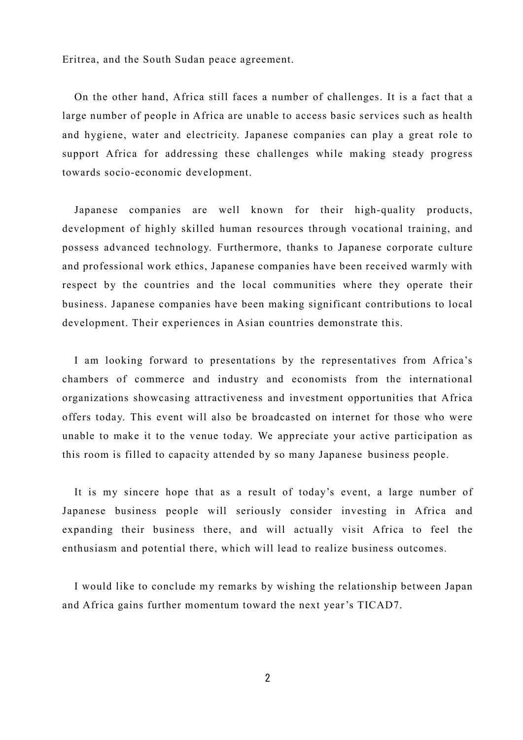Eritrea, and the South Sudan peace agreement.

On the other hand, Africa still faces a number of challenges. It is a fact that a large number of people in Africa are unable to access basic services such as health and hygiene, water and electricity. Japanese companies can play a great role to support Africa for addressing these challenges while making steady progress towards socio-economic development.

Japanese companies are well known for their high-quality products, development of highly skilled human resources through vocational training, and possess advanced technology. Furthermore, thanks to Japanese corporate culture and professional work ethics, Japanese companies have been received warmly with respect by the countries and the local communities where they operate their business. Japanese companies have been making significant contributions to local development. Their experiences in Asian countries demonstrate this.

I am looking forward to presentations by the representatives from Africa's chambers of commerce and industry and economists from the international organizations showcasing attractiveness and investment opportunities that Africa offers today. This event will also be broadcasted on internet for those who were unable to make it to the venue today. We appreciate your active participation as this room is filled to capacity attended by so many Japanese business people.

It is my sincere hope that as a result of today's event, a large number of Japanese business people will seriously consider investing in Africa and expanding their business there, and will actually visit Africa to feel the enthusiasm and potential there, which will lead to realize business outcomes.

I would like to conclude my remarks by wishing the relationship between Japan and Africa gains further momentum toward the next year's TICAD7.